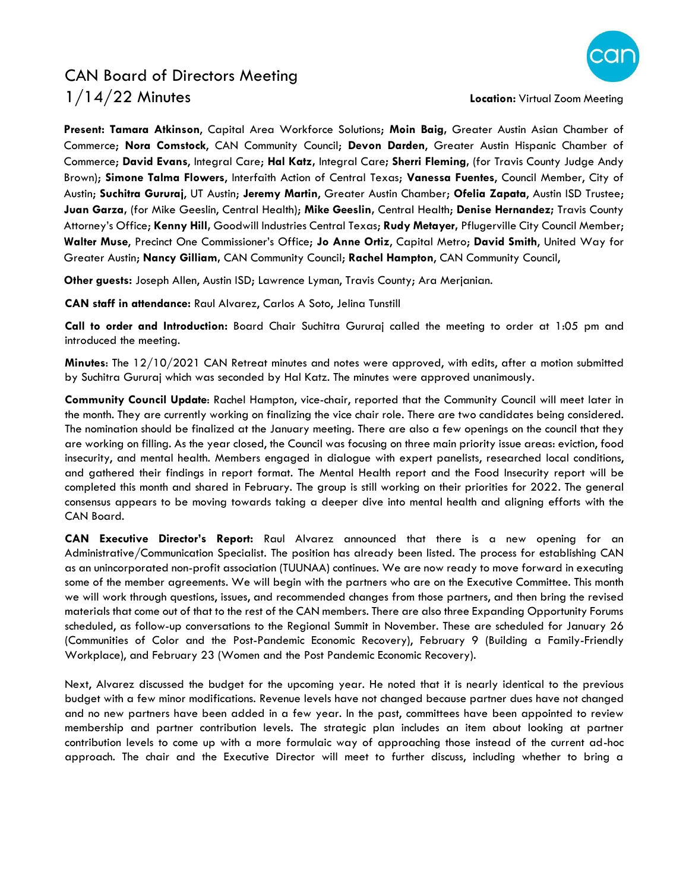# CAN Board of Directors Meeting

## 1/14/22 Minutes

**Location:** Virtual Zoom Meeting

**Present: Tamara Atkinson,** Capital Area Workforce Solutions; **Moin Baig,** Greater Austin Asian Chamber of Commerce; **Nora Comstock,** CAN Community Council; **Devon Darden,** Greater Austin Hispanic Chamber of Commerce; **David Evans,** Integral Care; **Hal Katz,** Integral Care; **Sherri Fleming,** (for Travis County Judge Andy Brown); **Simone Talma Flowers,** Interfaith Action of Central Texas; **Vanessa Fuentes,** Council Member, City of Austin; **Suchitra Gururaj,** UT Austin; **Jeremy Martin,** Greater Austin Chamber; **Ofelia Zapata,** Austin ISD Trustee; **Juan Garza,** (for Mike Geeslin, Central Health); **Mike Geeslin,** Central Health; **Denise Hernandez;** Travis County Attorney's Office; **Kenny Hill,** Goodwill Industries Central Texas; **Rudy Metayer,** Pflugerville City Council Member; **Walter Muse,** Precinct One Commissioner's Office; **Jo Anne Ortiz,** Capital Metro; **David Smith,** United Way for Greater Austin; **Nancy Gilliam,** CAN Community Council; **Rachel Hampton,** CAN Community Council,

**Other guests:** Joseph Allen, Austin ISD; Lawrence Lyman, Travis County; Ara Merjanian.

**CAN staff in attendance:** Raul Alvarez, Carlos A Soto, Jelina Tunstill

**Call to order and Introduction:** Board Chair Suchitra Gururaj called the meeting to order at 1:05 pm and introduced the meeting.

**Minutes**: The 12/10/2021 CAN Retreat minutes and notes were approved, with edits, after a motion submitted by Suchitra Gururaj which was seconded by Hal Katz. The minutes were approved unanimously.

**Community Council Update**: Rachel Hampton, vice-chair, reported that the Community Council will meet later in the month. They are currently working on finalizing the vice chair role. There are two candidates being considered. The nomination should be finalized at the January meeting. There are also a few openings on the council that they are working on filling. As the year closed, the Council was focusing on three main priority issue areas: eviction, food insecurity, and mental health. Members engaged in dialogue with expert panelists, researched local conditions, and gathered their findings in report format. The Mental Health report and the Food Insecurity report will be completed this month and shared in February. The group is still working on their priorities for 2022. The general consensus appears to be moving towards taking a deeper dive into mental health and aligning efforts with the CAN Board.

**CAN Executive Director's Report:** Raul Alvarez announced that there is a new opening for an Administrative/Communication Specialist. The position has already been listed. The process for establishing CAN as an unincorporated non-profit association (TUUNAA) continues. We are now ready to move forward in executing some of the member agreements. We will begin with the partners who are on the Executive Committee. This month we will work through questions, issues, and recommended changes from those partners, and then bring the revised materials that come out of that to the rest of the CAN members. There are also three Expanding Opportunity Forums scheduled, as follow-up conversations to the Regional Summit in November. These are scheduled for January 26 (Communities of Color and the Post-Pandemic Economic Recovery), February 9 (Building a Family-Friendly Workplace), and February 23 (Women and the Post Pandemic Economic Recovery).

Next, Alvarez discussed the budget for the upcoming year. He noted that it is nearly identical to the previous budget with a few minor modifications. Revenue levels have not changed because partner dues have not changed and no new partners have been added in a few year. In the past, committees have been appointed to review membership and partner contribution levels. The strategic plan includes an item about looking at partner contribution levels to come up with a more formulaic way of approaching those instead of the current ad-hoc approach. The chair and the Executive Director will meet to further discuss, including whether to bring a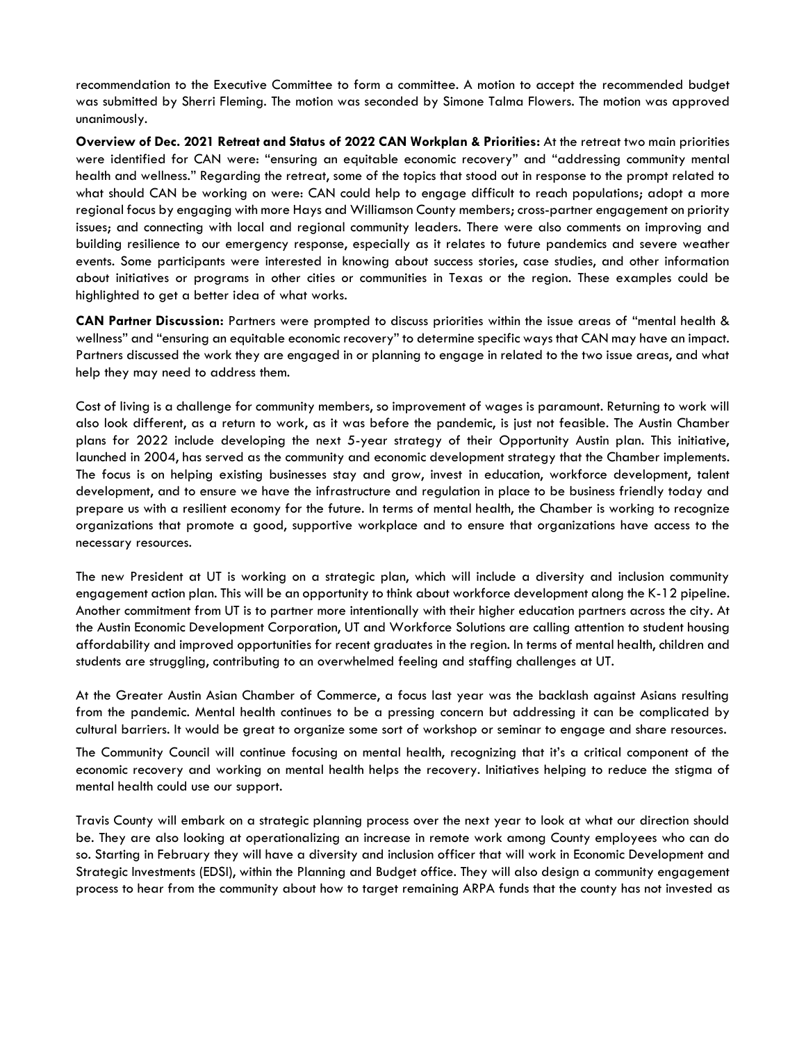recommendation to the Executive Committee to form a committee. A motion to accept the recommended budget was submitted by Sherri Fleming. The motion was seconded by Simone Talma Flowers. The motion was approved unanimously.

**Overview of Dec. 2021 Retreat and Status of 2022 CAN Workplan & Priorities:** At the retreat two main priorities were identified for CAN were: "ensuring an equitable economic recovery" and "addressing community mental health and wellness." Regarding the retreat, some of the topics that stood out in response to the prompt related to what should CAN be working on were: CAN could help to engage difficult to reach populations; adopt a more regional focus by engaging with more Hays and Williamson County members; cross-partner engagement on priority issues; and connecting with local and regional community leaders. There were also comments on improving and building resilience to our emergency response, especially as it relates to future pandemics and severe weather events. Some participants were interested in knowing about success stories, case studies, and other information about initiatives or programs in other cities or communities in Texas or the region. These examples could be highlighted to get a better idea of what works.

**CAN Partner Discussion:** Partners were prompted to discuss priorities within the issue areas of "mental health & wellness" and "ensuring an equitable economic recovery" to determine specific ways that CAN may have an impact. Partners discussed the work they are engaged in or planning to engage in related to the two issue areas, and what help they may need to address them.

Cost of living is a challenge for community members, so improvement of wages is paramount. Returning to work will also look different, as a return to work, as it was before the pandemic, is just not feasible. The Austin Chamber plans for 2022 include developing the next 5-year strategy of their Opportunity Austin plan. This initiative, launched in 2004, has served as the community and economic development strategy that the Chamber implements. The focus is on helping existing businesses stay and grow, invest in education, workforce development, talent development, and to ensure we have the infrastructure and regulation in place to be business friendly today and prepare us with a resilient economy for the future. In terms of mental health, the Chamber is working to recognize organizations that promote a good, supportive workplace and to ensure that organizations have access to the necessary resources.

The new President at UT is working on a strategic plan, which will include a diversity and inclusion community engagement action plan. This will be an opportunity to think about workforce development along the K-12 pipeline. Another commitment from UT is to partner more intentionally with their higher education partners across the city. At the Austin Economic Development Corporation, UT and Workforce Solutions are calling attention to student housing affordability and improved opportunities for recent graduates in the region. In terms of mental health, children and students are struggling, contributing to an overwhelmed feeling and staffing challenges at UT.

At the Greater Austin Asian Chamber of Commerce, a focus last year was the backlash against Asians resulting from the pandemic. Mental health continues to be a pressing concern but addressing it can be complicated by cultural barriers. It would be great to organize some sort of workshop or seminar to engage and share resources.

The Community Council will continue focusing on mental health, recognizing that it's a critical component of the economic recovery and working on mental health helps the recovery. Initiatives helping to reduce the stigma of mental health could use our support.

Travis County will embark on a strategic planning process over the next year to look at what our direction should be. They are also looking at operationalizing an increase in remote work among County employees who can do so. Starting in February they will have a diversity and inclusion officer that will work in Economic Development and Strategic Investments (EDSI), within the Planning and Budget office. They will also design a community engagement process to hear from the community about how to target remaining ARPA funds that the county has not invested as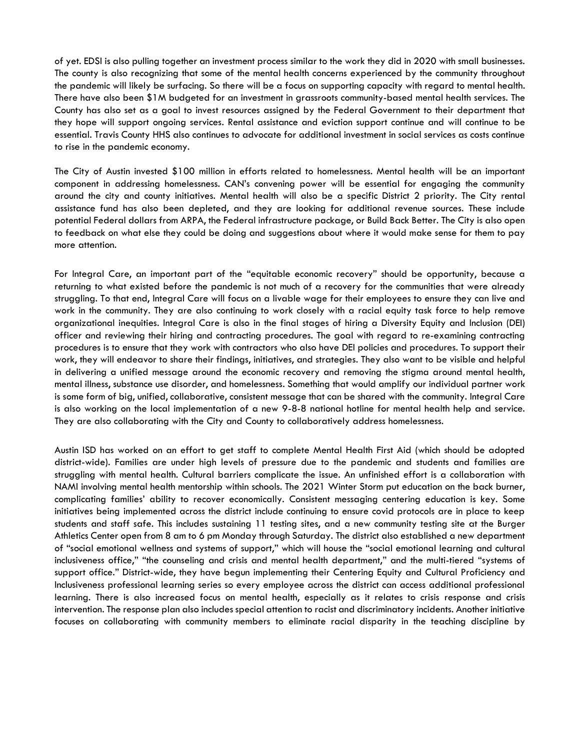of yet. EDSI is also pulling together an investment process similar to the work they did in 2020 with small businesses. The county is also recognizing that some of the mental health concerns experienced by the community throughout the pandemic will likely be surfacing. So there will be a focus on supporting capacity with regard to mental health. There have also been $1M budgeted for an investment in grassroots community-based mental health services. The County has also set as a goal to invest resources assigned by the Federal Government to their department that they hope will support ongoing services. Rental assistance and eviction support continue and will continue to be essential. Travis County HHS also continues to advocate for additional investment in social services as costs continue to rise in the pandemic economy.

The City of Austin invested $100 million in efforts related to homelessness. Mental health will be an important component in addressing homelessness. CAN's convening power will be essential for engaging the community around the city and county initiatives. Mental health will also be a specific District 2 priority. The City rental assistance fund has also been depleted, and they are looking for additional revenue sources. These include potential Federal dollars from ARPA, the Federal infrastructure package, or Build Back Better. The City is also open to feedback on what else they could be doing and suggestions about where it would make sense for them to pay more attention.

For Integral Care, an important part of the "equitable economic recovery" should be opportunity, because a returning to what existed before the pandemic is not much of a recovery for the communities that were already struggling. To that end, Integral Care will focus on a livable wage for their employees to ensure they can live and work in the community. They are also continuing to work closely with a racial equity task force to help remove organizational inequities. Integral Care is also in the final stages of hiring a Diversity Equity and Inclusion (DEI) officer and reviewing their hiring and contracting procedures. The goal with regard to re-examining contracting procedures is to ensure that they work with contractors who also have DEI policies and procedures. To support their work, they will endeavor to share their findings, initiatives, and strategies. They also want to be visible and helpful in delivering a unified message around the economic recovery and removing the stigma around mental health, mental illness, substance use disorder, and homelessness. Something that would amplify our individual partner work is some form of big, unified, collaborative, consistent message that can be shared with the community. Integral Care is also working on the local implementation of a new 9-8-8 national hotline for mental health help and service. They are also collaborating with the City and County to collaboratively address homelessness.

Austin ISD has worked on an effort to get staff to complete Mental Health First Aid (which should be adopted district-wide). Families are under high levels of pressure due to the pandemic and students and families are struggling with mental health. Cultural barriers complicate the issue. An unfinished effort is a collaboration with NAMI involving mental health mentorship within schools. The 2021 Winter Storm put education on the back burner, complicating families' ability to recover economically. Consistent messaging centering education is key. Some initiatives being implemented across the district include continuing to ensure covid protocols are in place to keep students and staff safe. This includes sustaining 11 testing sites, and a new community testing site at the Burger Athletics Center open from 8 am to 6 pm Monday through Saturday. The district also established a new department of "social emotional wellness and systems of support," which will house the "social emotional learning and cultural inclusiveness office," "the counseling and crisis and mental health department," and the multi-tiered "systems of support office." District-wide, they have begun implementing their Centering Equity and Cultural Proficiency and Inclusiveness professional learning series so every employee across the district can access additional professional learning. There is also increased focus on mental health, especially as it relates to crisis response and crisis intervention. The response plan also includes special attention to racist and discriminatory incidents. Another initiative focuses on collaborating with community members to eliminate racial disparity in the teaching discipline by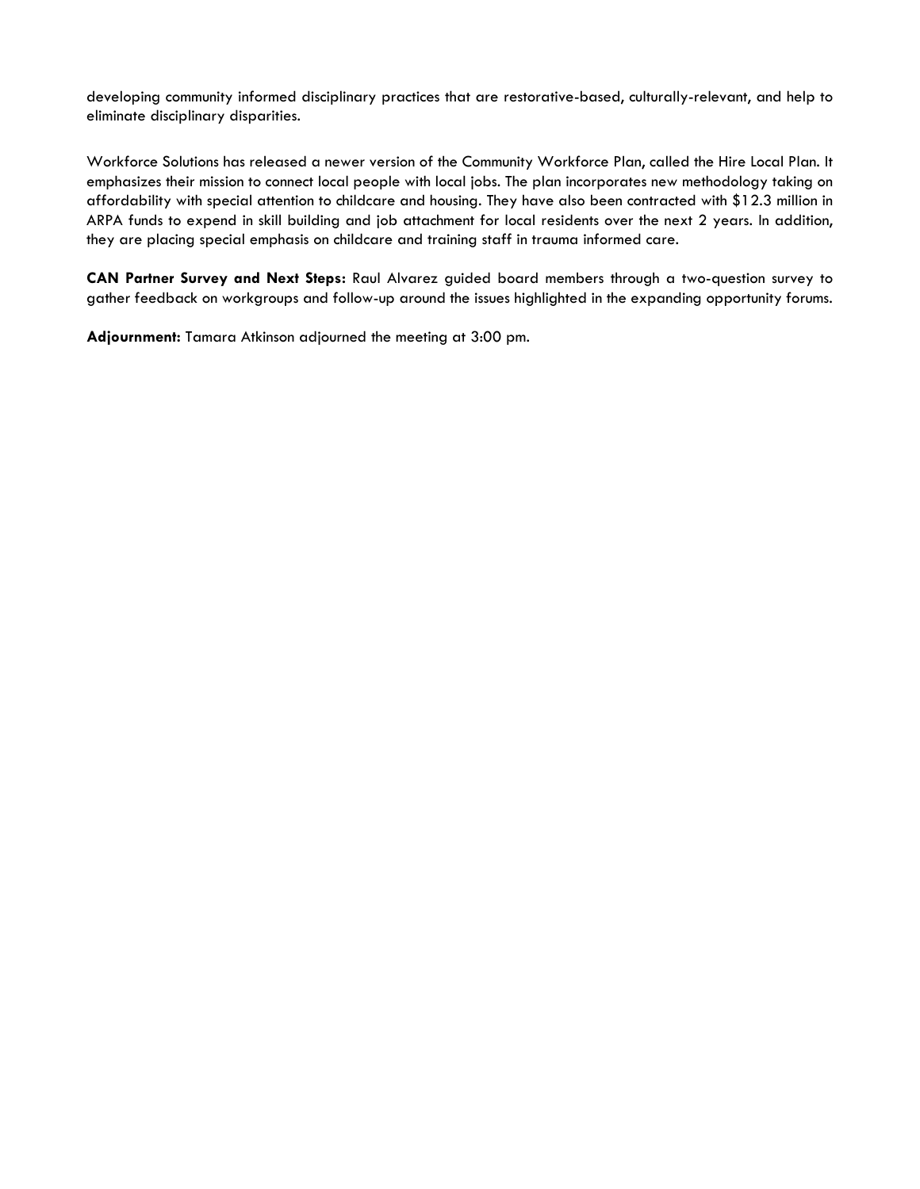developing community informed disciplinary practices that are restorative-based, culturally-relevant, and help to eliminate disciplinary disparities.

Workforce Solutions has released a newer version of the Community Workforce Plan, called the Hire Local Plan. It emphasizes their mission to connect local people with local jobs. The plan incorporates new methodology taking on affordability with special attention to childcare and housing. They have also been contracted with $12.3 million in ARPA funds to expend in skill building and job attachment for local residents over the next 2 years. In addition, they are placing special emphasis on childcare and training staff in trauma informed care.

**CAN Partner Survey and Next Steps:** Raul Alvarez guided board members through a two-question survey to gather feedback on workgroups and follow-up around the issues highlighted in the expanding opportunity forums.

**Adjournment:** Tamara Atkinson adjourned the meeting at 3:00 pm.